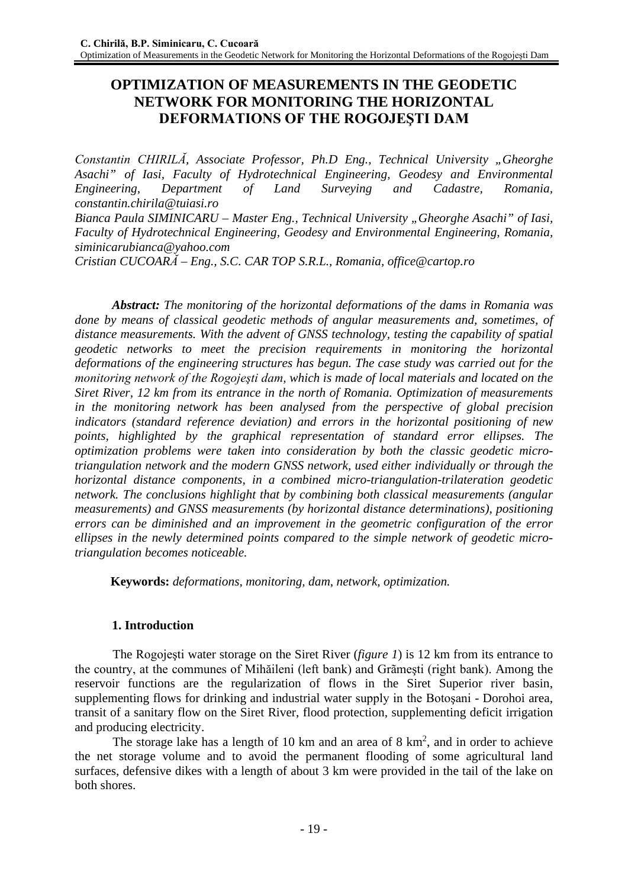# OPTIMIZATION OF MEASUREMENTS IN THE GEODETIC NETWORK FOR MONITORING THE HORIZONTAL DEFORMATIONS OF THE ROGOJEŞTI DAM

*Constantin CHIRILĂ, Associate Professor, Ph.D Eng., Technical University „Gheorghe Asachi" of Iasi, Faculty of Hydrotechnical Engineering, Geodesy and Environmental Engineering, Department of Land Surveying and Cadastre, Romania, constantin.chirila@tuiasi.ro*

*Bianca Paula SIMINICARU – Master Eng., Technical University „Gheorghe Asachi" of Iasi, Faculty of Hydrotechnical Engineering, Geodesy and Environmental Engineering, Romania, siminicarubianca@yahoo.com*

*Cristian CUCOARĂ – Eng., S.C. CAR TOP S.R.L., Romania, office@cartop.ro*

***Abstract:*** *The monitoring of the horizontal deformations of the dams in Romania was done by means of classical geodetic methods of angular measurements and, sometimes, of distance measurements. With the advent of GNSS technology, testing the capability of spatial geodetic networks to meet the precision requirements in monitoring the horizontal deformations of the engineering structures has begun. The case study was carried out for the monitoring network of the Rogojeşti dam, which is made of local materials and located on the Siret River, 12 km from its entrance in the north of Romania. Optimization of measurements in the monitoring network has been analysed from the perspective of global precision indicators (standard reference deviation) and errors in the horizontal positioning of new points, highlighted by the graphical representation of standard error ellipses. The optimization problems were taken into consideration by both the classic geodetic micro-triangulation network and the modern GNSS network, used either individually or through the horizontal distance components, in a combined micro-triangulation-trilateration geodetic network. The conclusions highlight that by combining both classical measurements (angular measurements) and GNSS measurements (by horizontal distance determinations), positioning errors can be diminished and an improvement in the geometric configuration of the error ellipses in the newly determined points compared to the simple network of geodetic micro-triangulation becomes noticeable.*

**Keywords:** *deformations, monitoring, dam, network, optimization.*

## 1. Introduction

The Rogojeşti water storage on the Siret River (*figure 1*) is 12 km from its entrance to the country, at the communes of Mihăileni (left bank) and Grãmeşti (right bank). Among the reservoir functions are the regularization of flows in the Siret Superior river basin, supplementing flows for drinking and industrial water supply in the Botoşani - Dorohoi area, transit of a sanitary flow on the Siret River, flood protection, supplementing deficit irrigation and producing electricity.

The storage lake has a length of 10 km and an area of 8 km$^2$, and in order to achieve the net storage volume and to avoid the permanent flooding of some agricultural land surfaces, defensive dikes with a length of about 3 km were provided in the tail of the lake on both shores.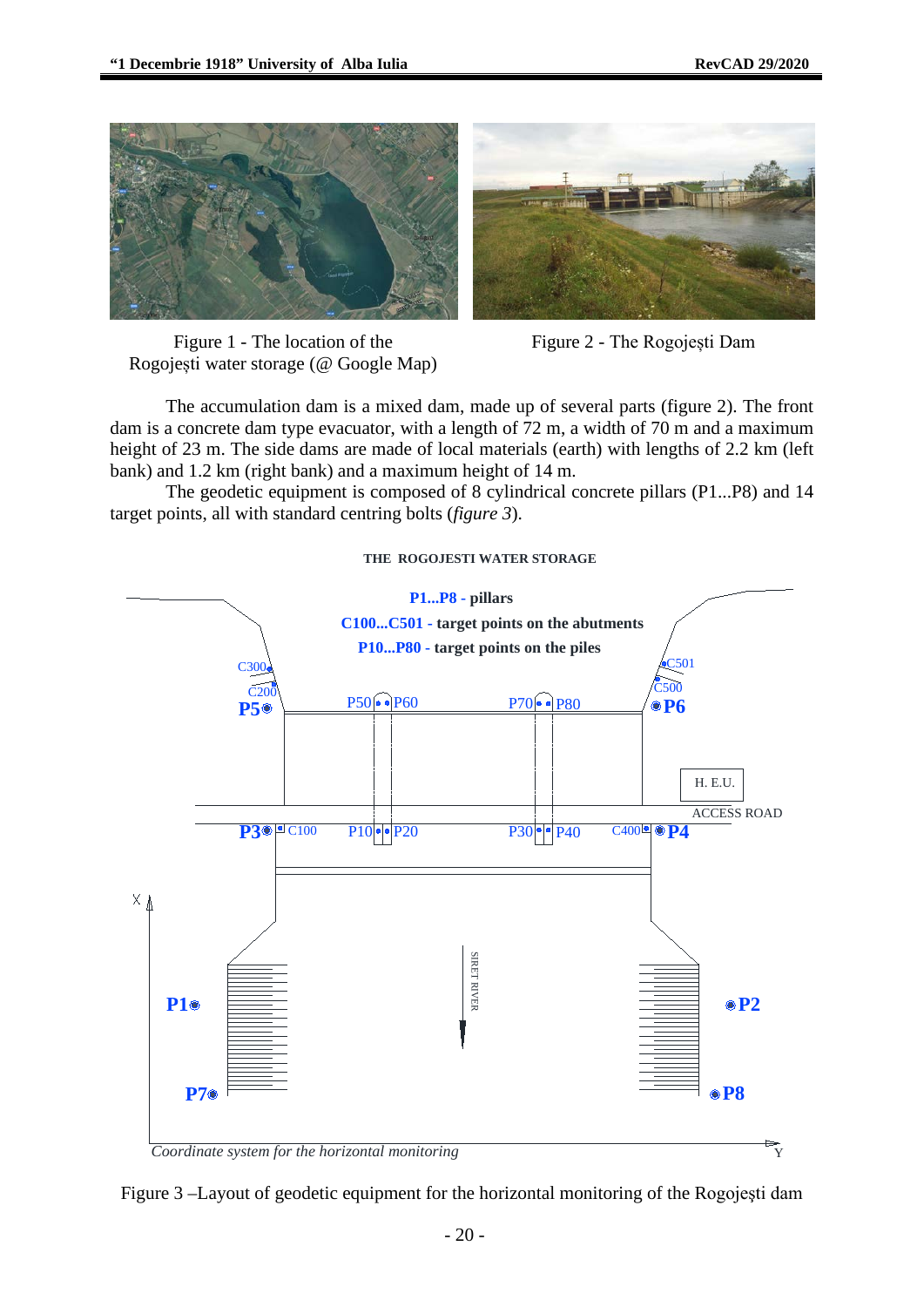Figure 1 - The location of the Rogojești water storage (@ Google Map)

Figure 2 - The Rogojești Dam

The accumulation dam is a mixed dam, made up of several parts (figure 2). The front dam is a concrete dam type evacuator, with a length of 72 m, a width of 70 m and a maximum height of 23 m. The side dams are made of local materials (earth) with lengths of 2.2 km (left bank) and 1.2 km (right bank) and a maximum height of 14 m.

The geodetic equipment is composed of 8 cylindrical concrete pillars (P1...P8) and 14 target points, all with standard centring bolts (*figure 3*).

Figure 3 –Layout of geodetic equipment for the horizontal monitoring of the Rogojești dam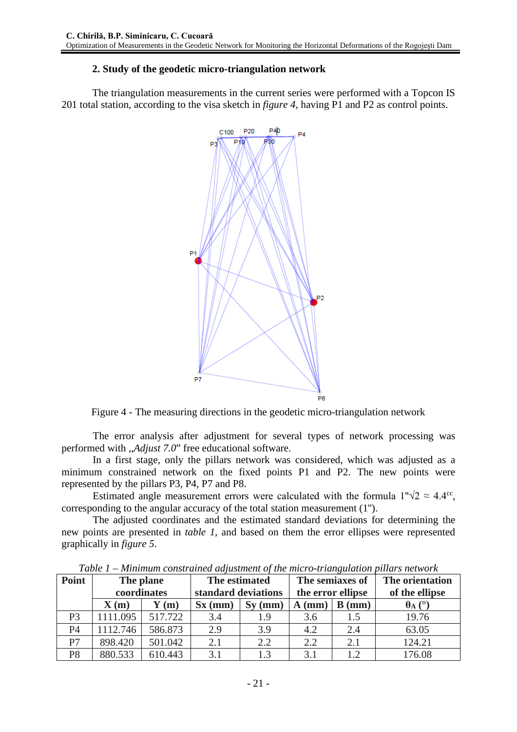### 2. Study of the geodetic micro-triangulation network

The triangulation measurements in the current series were performed with a Topcon IS 201 total station, according to the visa sketch in *figure 4*, having P1 and P2 as control points.

Figure 4 - The measuring directions in the geodetic micro-triangulation network

The error analysis after adjustment for several types of network processing was performed with „*Adjust 7.0*" free educational software.

In a first stage, only the pillars network was considered, which was adjusted as a minimum constrained network on the fixed points P1 and P2. The new points were represented by the pillars P3, P4, P7 and P8.

Estimated angle measurement errors were calculated with the formula $1''\sqrt{2} \approx 4.4^{cc}$, corresponding to the angular accuracy of the total station measurement (1").

The adjusted coordinates and the estimated standard deviations for determining the new points are presented in *table 1*, and based on them the error ellipses were represented graphically in *figure 5*.

*Table 1 – Minimum constrained adjustment of the micro-triangulation pillars network*

| Point | The plane coordinates | | The estimated standard deviations | | The semiaxes of the error ellipse | | The orientation of the ellipse |
|---|---|---|---|---|---|---|---|
| | X (m) | Y (m) | Sx (mm) | Sy (mm) | A (mm) | B (mm) | $\theta_A$ (°) |
| P3 | 1111.095 | 517.722 | 3.4 | 1.9 | 3.6 | 1.5 | 19.76 |
| P4 | 1112.746 | 586.873 | 2.9 | 3.9 | 4.2 | 2.4 | 63.05 |
| P7 | 898.420 | 501.042 | 2.1 | 2.2 | 2.2 | 2.1 | 124.21 |
| P8 | 880.533 | 610.443 | 3.1 | 1.3 | 3.1 | 1.2 | 176.08 |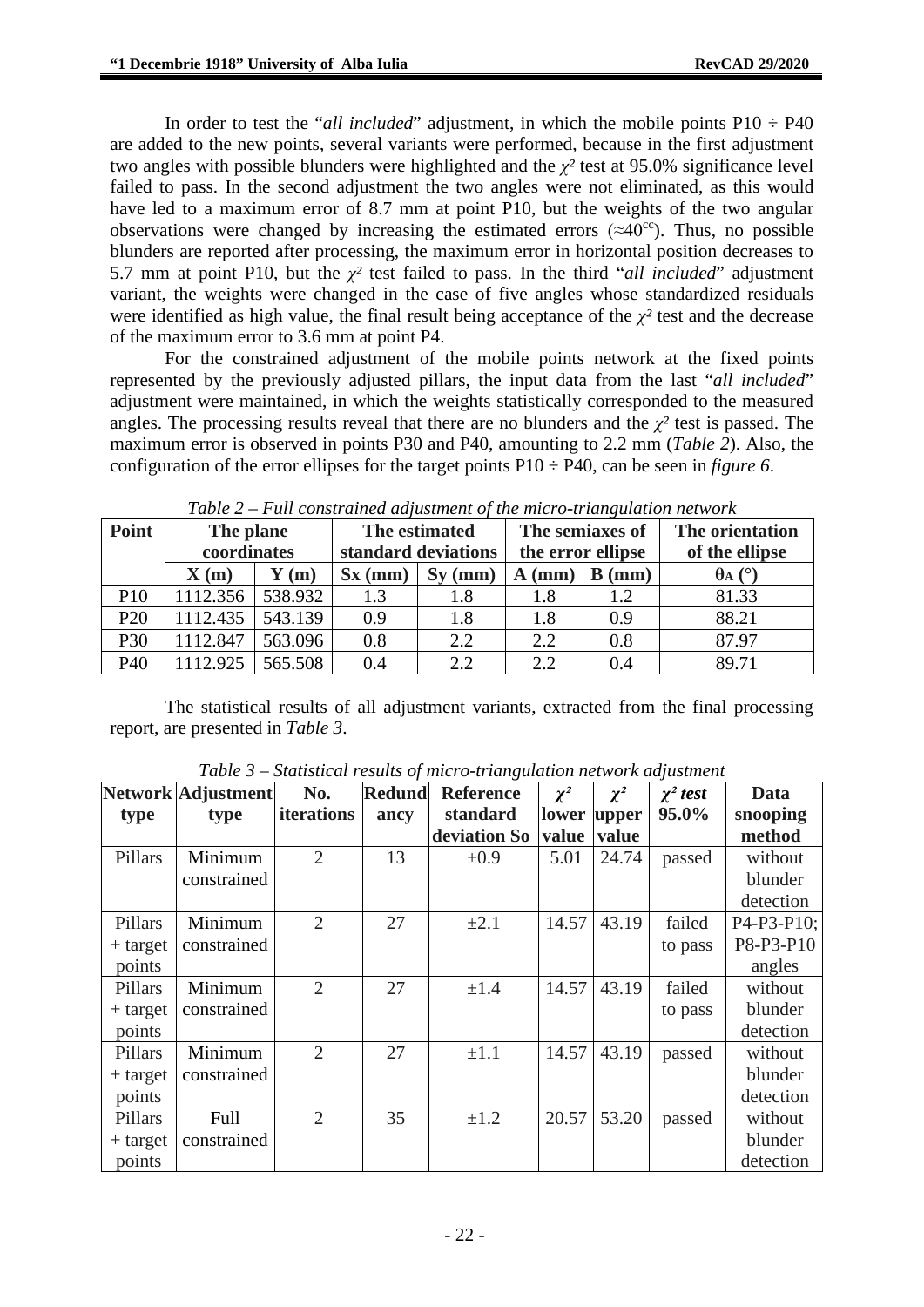In order to test the "*all included*" adjustment, in which the mobile points P10 ÷ P40 are added to the new points, several variants were performed, because in the first adjustment two angles with possible blunders were highlighted and the $\chi^2$ test at 95.0% significance level failed to pass. In the second adjustment the two angles were not eliminated, as this would have led to a maximum error of 8.7 mm at point P10, but the weights of the two angular observations were changed by increasing the estimated errors ($\approx 40^{cc}$). Thus, no possible blunders are reported after processing, the maximum error in horizontal position decreases to 5.7 mm at point P10, but the $\chi^2$ test failed to pass. In the third "*all included*" adjustment variant, the weights were changed in the case of five angles whose standardized residuals were identified as high value, the final result being acceptance of the $\chi^2$ test and the decrease of the maximum error to 3.6 mm at point P4.

For the constrained adjustment of the mobile points network at the fixed points represented by the previously adjusted pillars, the input data from the last "*all included*" adjustment were maintained, in which the weights statistically corresponded to the measured angles. The processing results reveal that there are no blunders and the $\chi^2$ test is passed. The maximum error is observed in points P30 and P40, amounting to 2.2 mm (*Table 2*). Also, the configuration of the error ellipses for the target points P10 ÷ P40, can be seen in *figure 6*.

*Table 2 – Full constrained adjustment of the micro-triangulation network*

| **Point** | **The plane coordinates** | | **The estimated standard deviations** | | **The semiaxes of the error ellipse** | | **The orientation of the ellipse** |
|---|---|---|---|---|---|---|---|
| | **X (m)** | **Y (m)** | **Sx (mm)** | **Sy (mm)** | **A (mm)** | **B (mm)** | **$\theta_A$ (°)** |
| P10 | 1112.356 | 538.932 | 1.3 | 1.8 | 1.8 | 1.2 | 81.33 |
| P20 | 1112.435 | 543.139 | 0.9 | 1.8 | 1.8 | 0.9 | 88.21 |
| P30 | 1112.847 | 563.096 | 0.8 | 2.2 | 2.2 | 0.8 | 87.97 |
| P40 | 1112.925 | 565.508 | 0.4 | 2.2 | 2.2 | 0.4 | 89.71 |

The statistical results of all adjustment variants, extracted from the final processing report, are presented in *Table 3*.

*Table 3 – Statistical results of micro-triangulation network adjustment*

| **Network type** | **Adjustment type** | **No. iterations** | **Redundancy** | **Reference standard deviation So** | **$\chi^2$ lower value** | **$\chi^2$ upper value** | **$\chi^2$ test 95.0%** | **Data snooping method** |
|---|---|---|---|---|---|---|---|---|
| Pillars | Minimum constrained | 2 | 13 | ±0.9 | 5.01 | 24.74 | passed | without blunder detection |
| Pillars + target points | Minimum constrained | 2 | 27 | ±2.1 | 14.57 | 43.19 | failed to pass | P4-P3-P10; P8-P3-P10 angles |
| Pillars + target points | Minimum constrained | 2 | 27 | ±1.4 | 14.57 | 43.19 | failed to pass | without blunder detection |
| Pillars + target points | Minimum constrained | 2 | 27 | ±1.1 | 14.57 | 43.19 | passed | without blunder detection |
| Pillars + target points | Full constrained | 2 | 35 | ±1.2 | 20.57 | 53.20 | passed | without blunder detection |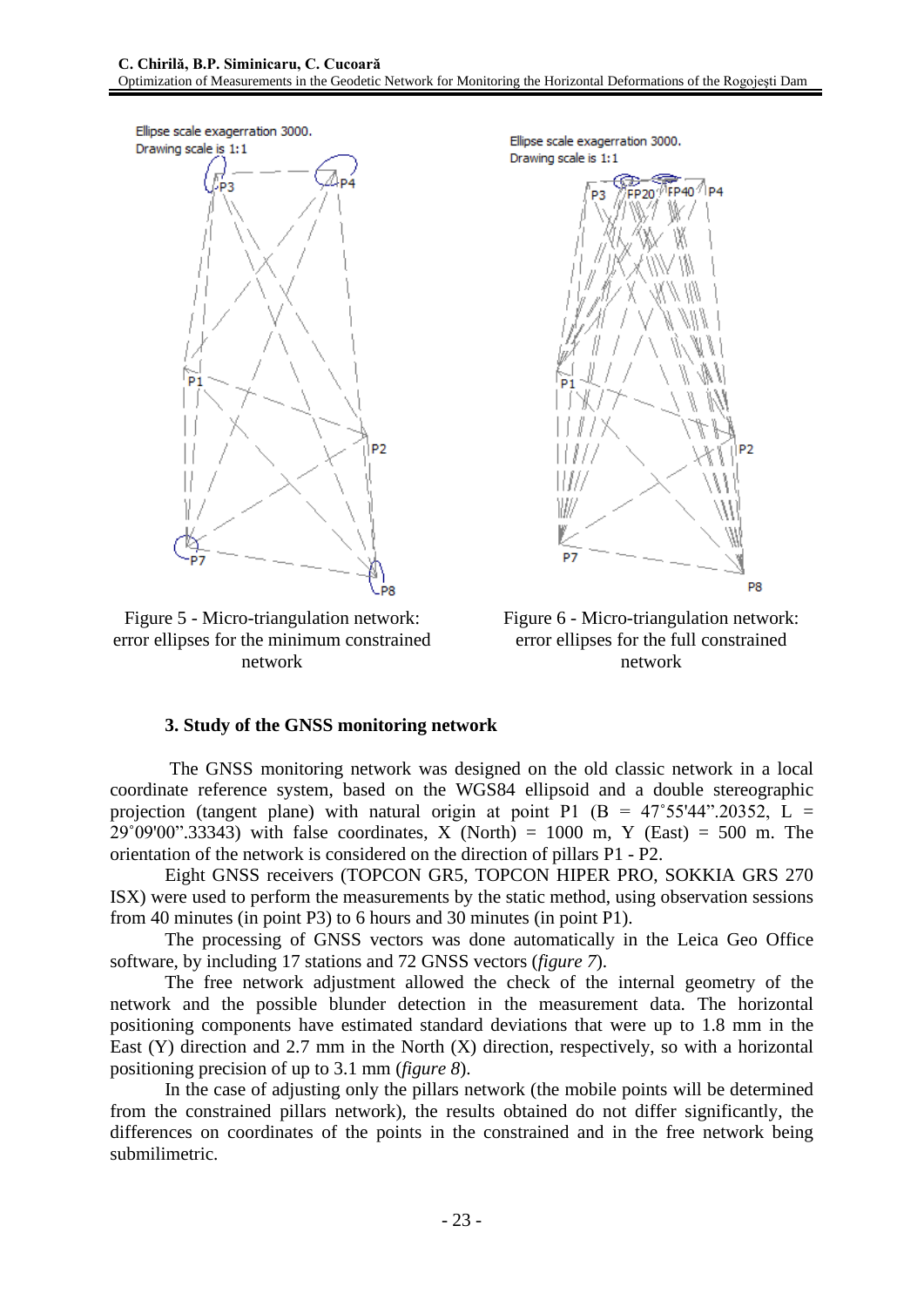Figure 5 - Micro-triangulation network: error ellipses for the minimum constrained network

Figure 6 - Micro-triangulation network: error ellipses for the full constrained network

### 3. Study of the GNSS monitoring network

The GNSS monitoring network was designed on the old classic network in a local coordinate reference system, based on the WGS84 ellipsoid and a double stereographic projection (tangent plane) with natural origin at point P1 (B = 47˚55'44".20352, L = 29˚09'00".33343) with false coordinates, X (North) = 1000 m, Y (East) = 500 m. The orientation of the network is considered on the direction of pillars P1 - P2.

Eight GNSS receivers (TOPCON GR5, TOPCON HIPER PRO, SOKKIA GRS 270 ISX) were used to perform the measurements by the static method, using observation sessions from 40 minutes (in point P3) to 6 hours and 30 minutes (in point P1).

The processing of GNSS vectors was done automatically in the Leica Geo Office software, by including 17 stations and 72 GNSS vectors (*figure 7*).

The free network adjustment allowed the check of the internal geometry of the network and the possible blunder detection in the measurement data. The horizontal positioning components have estimated standard deviations that were up to 1.8 mm in the East (Y) direction and 2.7 mm in the North (X) direction, respectively, so with a horizontal positioning precision of up to 3.1 mm (*figure 8*).

In the case of adjusting only the pillars network (the mobile points will be determined from the constrained pillars network), the results obtained do not differ significantly, the differences on coordinates of the points in the constrained and in the free network being submilimetric.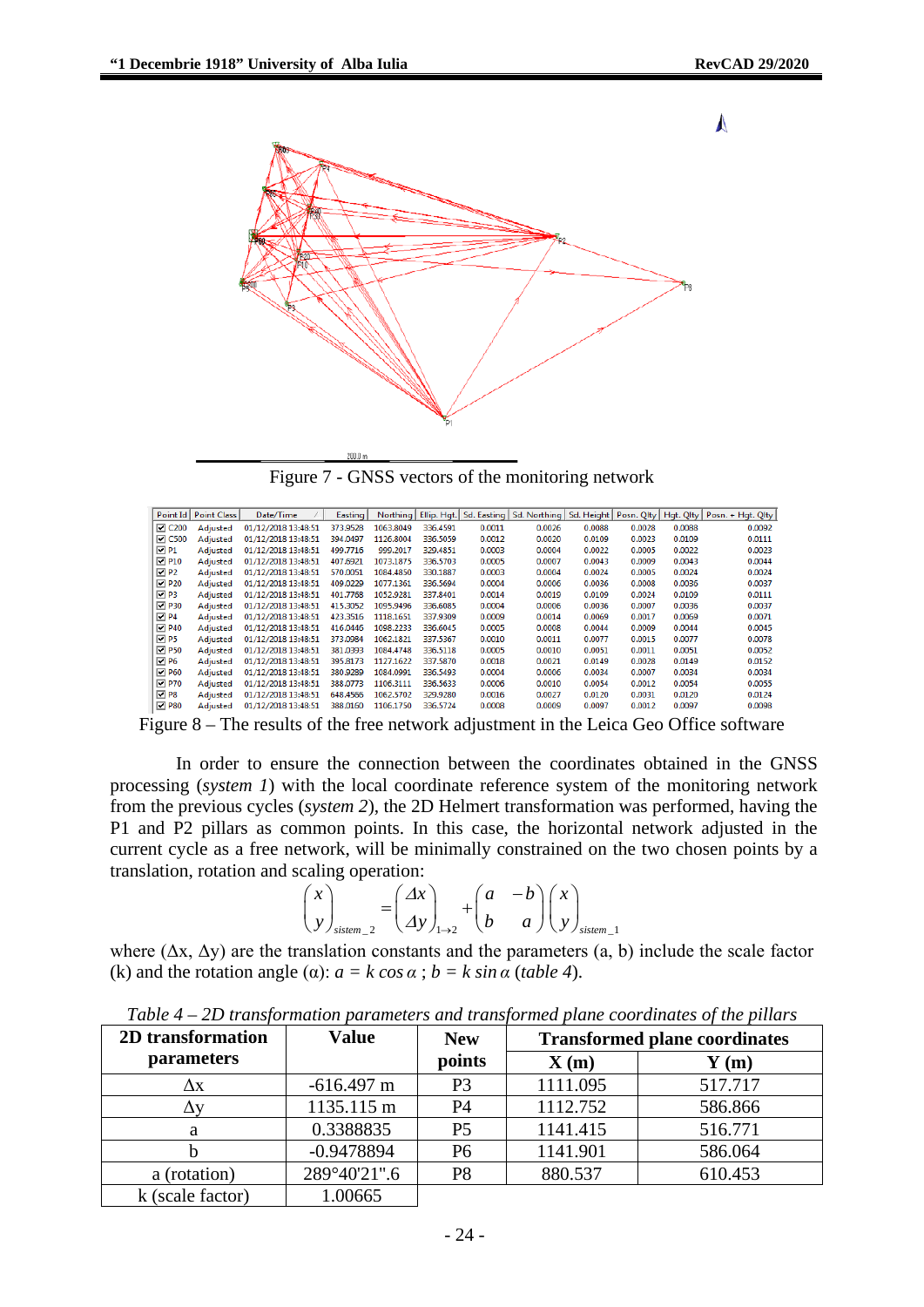Figure 7 - GNSS vectors of the monitoring network

| Point Id | Point Class | Date/Time | Easting | Northing | Ellip. Hgt. | Sd. Easting | Sd. Northing | Sd. Height | Posn. Qlty | Hgt. Qlty | Posn. + Hgt. Qlty |
|---|---|---|---|---|---|---|---|---|---|---|---|
| C200 | Adjusted | 01/12/2018 13:48:51 | 373.9528 | 1063.8049 | 336.4591 | 0.0011 | 0.0026 | 0.0088 | 0.0028 | 0.0088 | 0.0092 |
| C500 | Adjusted | 01/12/2018 13:48:51 | 394.0497 | 1126.8004 | 336.5059 | 0.0012 | 0.0020 | 0.0109 | 0.0023 | 0.0109 | 0.0111 |
| P1 | Adjusted | 01/12/2018 13:48:51 | 499.7716 | 999.2017 | 329.4851 | 0.0003 | 0.0004 | 0.0022 | 0.0005 | 0.0022 | 0.0023 |
| P10 | Adjusted | 01/12/2018 13:48:51 | 407.6921 | 1073.1875 | 336.5703 | 0.0005 | 0.0007 | 0.0043 | 0.0009 | 0.0043 | 0.0044 |
| P2 | Adjusted | 01/12/2018 13:48:51 | 570.0051 | 1084.4850 | 330.1887 | 0.0003 | 0.0004 | 0.0024 | 0.0005 | 0.0024 | 0.0024 |
| P20 | Adjusted | 01/12/2018 13:48:51 | 409.0229 | 1077.1361 | 336.5694 | 0.0004 | 0.0006 | 0.0036 | 0.0008 | 0.0036 | 0.0037 |
| P3 | Adjusted | 01/12/2018 13:48:51 | 401.7768 | 1052.9281 | 337.8401 | 0.0014 | 0.0019 | 0.0109 | 0.0024 | 0.0109 | 0.0111 |
| P30 | Adjusted | 01/12/2018 13:48:51 | 415.3052 | 1095.9496 | 336.6085 | 0.0004 | 0.0006 | 0.0036 | 0.0007 | 0.0036 | 0.0037 |
| P4 | Adjusted | 01/12/2018 13:48:51 | 423.3516 | 1118.1651 | 337.9309 | 0.0009 | 0.0014 | 0.0069 | 0.0017 | 0.0069 | 0.0071 |
| P40 | Adjusted | 01/12/2018 13:48:51 | 416.0446 | 1098.2233 | 336.6045 | 0.0005 | 0.0008 | 0.0044 | 0.0009 | 0.0044 | 0.0045 |
| P5 | Adjusted | 01/12/2018 13:48:51 | 373.0984 | 1062.1821 | 337.5367 | 0.0010 | 0.0011 | 0.0077 | 0.0015 | 0.0077 | 0.0078 |
| P50 | Adjusted | 01/12/2018 13:48:51 | 381.0393 | 1084.4748 | 336.5118 | 0.0005 | 0.0010 | 0.0051 | 0.0011 | 0.0051 | 0.0052 |
| P6 | Adjusted | 01/12/2018 13:48:51 | 395.8173 | 1127.1622 | 337.5870 | 0.0018 | 0.0021 | 0.0149 | 0.0028 | 0.0149 | 0.0152 |
| P60 | Adjusted | 01/12/2018 13:48:51 | 380.9289 | 1084.0991 | 336.5493 | 0.0004 | 0.0006 | 0.0034 | 0.0007 | 0.0034 | 0.0034 |
| P70 | Adjusted | 01/12/2018 13:48:51 | 388.0773 | 1106.3111 | 336.5633 | 0.0006 | 0.0010 | 0.0054 | 0.0012 | 0.0054 | 0.0055 |
| P8 | Adjusted | 01/12/2018 13:48:51 | 648.4566 | 1062.5702 | 329.9280 | 0.0016 | 0.0027 | 0.0120 | 0.0031 | 0.0120 | 0.0124 |
| P80 | Adjusted | 01/12/2018 13:48:51 | 388.0160 | 1106.1750 | 336.5724 | 0.0008 | 0.0009 | 0.0097 | 0.0012 | 0.0097 | 0.0098 |

Figure 8 – The results of the free network adjustment in the Leica Geo Office software

In order to ensure the connection between the coordinates obtained in the GNSS processing (*system 1*) with the local coordinate reference system of the monitoring network from the previous cycles (*system 2*), the 2D Helmert transformation was performed, having the P1 and P2 pillars as common points. In this case, the horizontal network adjusted in the current cycle as a free network, will be minimally constrained on the two chosen points by a translation, rotation and scaling operation:

$$\begin{pmatrix} x \\ y \end{pmatrix}_{sistem\_2} = \begin{pmatrix} \Delta x \\ \Delta y \end{pmatrix}_{1\to 2} + \begin{pmatrix} a & -b \\ b & a \end{pmatrix} \begin{pmatrix} x \\ y \end{pmatrix}_{sistem\_1}$$

where (Δx, Δy) are the translation constants and the parameters (a, b) include the scale factor (k) and the rotation angle (α): $a = k \cos \alpha$ ; $b = k \sin \alpha$ (*table 4*).

*Table 4 – 2D transformation parameters and transformed plane coordinates of the pillars*

| 2D transformation parameters | Value | New points | Transformed plane coordinates | |
|---|---|---|---|---|
| | | | X (m) | Y (m) |
| Δx | -616.497 m | P3 | 1111.095 | 517.717 |
| Δy | 1135.115 m | P4 | 1112.752 | 586.866 |
| a | 0.3388835 | P5 | 1141.415 | 516.771 |
| b | -0.9478894 | P6 | 1141.901 | 586.064 |
| a (rotation) | 289°40'21".6 | P8 | 880.537 | 610.453 |
| k (scale factor) | 1.00665 | | | |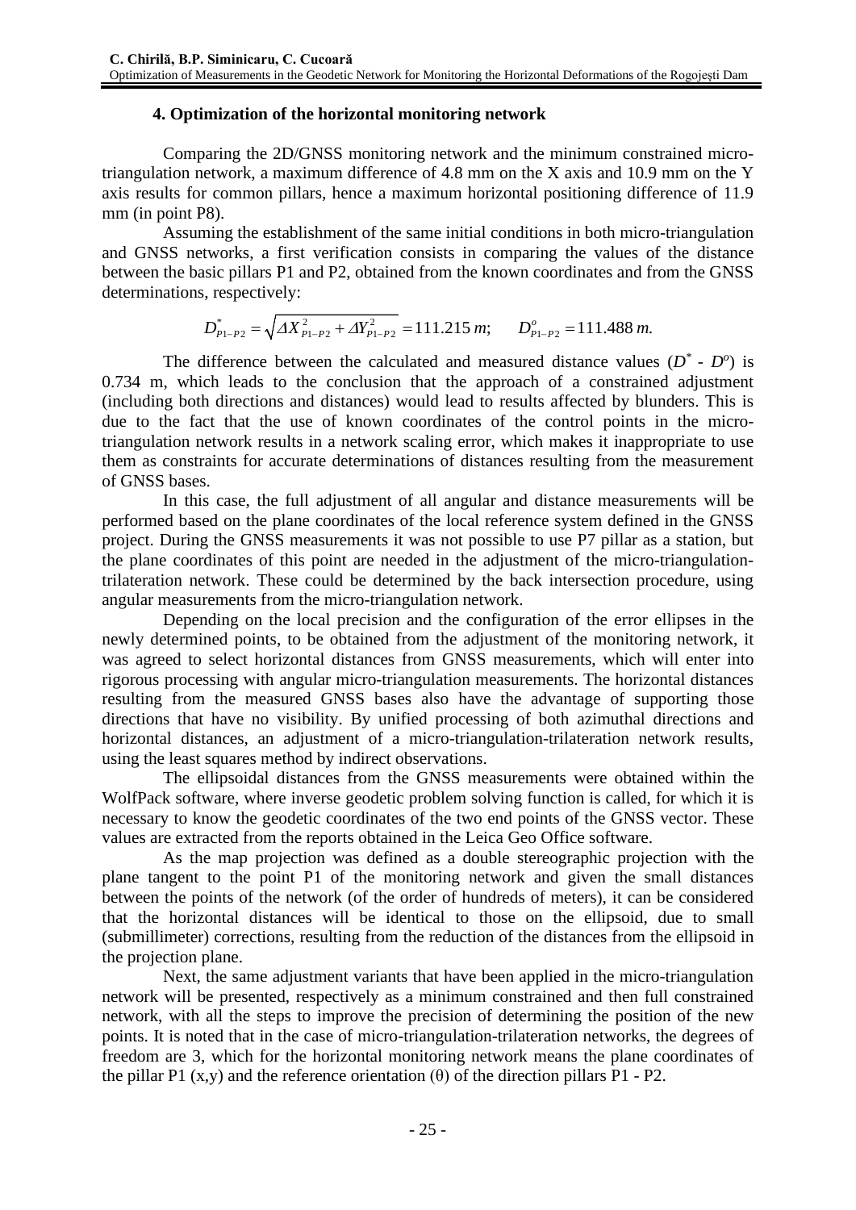### 4. Optimization of the horizontal monitoring network

Comparing the 2D/GNSS monitoring network and the minimum constrained micro-triangulation network, a maximum difference of 4.8 mm on the X axis and 10.9 mm on the Y axis results for common pillars, hence a maximum horizontal positioning difference of 11.9 mm (in point P8).

Assuming the establishment of the same initial conditions in both micro-triangulation and GNSS networks, a first verification consists in comparing the values of the distance between the basic pillars P1 and P2, obtained from the known coordinates and from the GNSS determinations, respectively:

$$D^{*}_{P1-P2} = \sqrt{\Delta X^{2}_{P1-P2} + \Delta Y^{2}_{P1-P2}} = 111.215\,m; \qquad D^{o}_{P1-P2} = 111.488\,m.$$

The difference between the calculated and measured distance values ($D^{*}$ - $D^{o}$) is 0.734 m, which leads to the conclusion that the approach of a constrained adjustment (including both directions and distances) would lead to results affected by blunders. This is due to the fact that the use of known coordinates of the control points in the micro-triangulation network results in a network scaling error, which makes it inappropriate to use them as constraints for accurate determinations of distances resulting from the measurement of GNSS bases.

In this case, the full adjustment of all angular and distance measurements will be performed based on the plane coordinates of the local reference system defined in the GNSS project. During the GNSS measurements it was not possible to use P7 pillar as a station, but the plane coordinates of this point are needed in the adjustment of the micro-triangulation-trilateration network. These could be determined by the back intersection procedure, using angular measurements from the micro-triangulation network.

Depending on the local precision and the configuration of the error ellipses in the newly determined points, to be obtained from the adjustment of the monitoring network, it was agreed to select horizontal distances from GNSS measurements, which will enter into rigorous processing with angular micro-triangulation measurements. The horizontal distances resulting from the measured GNSS bases also have the advantage of supporting those directions that have no visibility. By unified processing of both azimuthal directions and horizontal distances, an adjustment of a micro-triangulation-trilateration network results, using the least squares method by indirect observations.

The ellipsoidal distances from the GNSS measurements were obtained within the WolfPack software, where inverse geodetic problem solving function is called, for which it is necessary to know the geodetic coordinates of the two end points of the GNSS vector. These values are extracted from the reports obtained in the Leica Geo Office software.

As the map projection was defined as a double stereographic projection with the plane tangent to the point P1 of the monitoring network and given the small distances between the points of the network (of the order of hundreds of meters), it can be considered that the horizontal distances will be identical to those on the ellipsoid, due to small (submillimeter) corrections, resulting from the reduction of the distances from the ellipsoid in the projection plane.

Next, the same adjustment variants that have been applied in the micro-triangulation network will be presented, respectively as a minimum constrained and then full constrained network, with all the steps to improve the precision of determining the position of the new points. It is noted that in the case of micro-triangulation-trilateration networks, the degrees of freedom are 3, which for the horizontal monitoring network means the plane coordinates of the pillar P1 (x,y) and the reference orientation ($\theta$) of the direction pillars P1 - P2.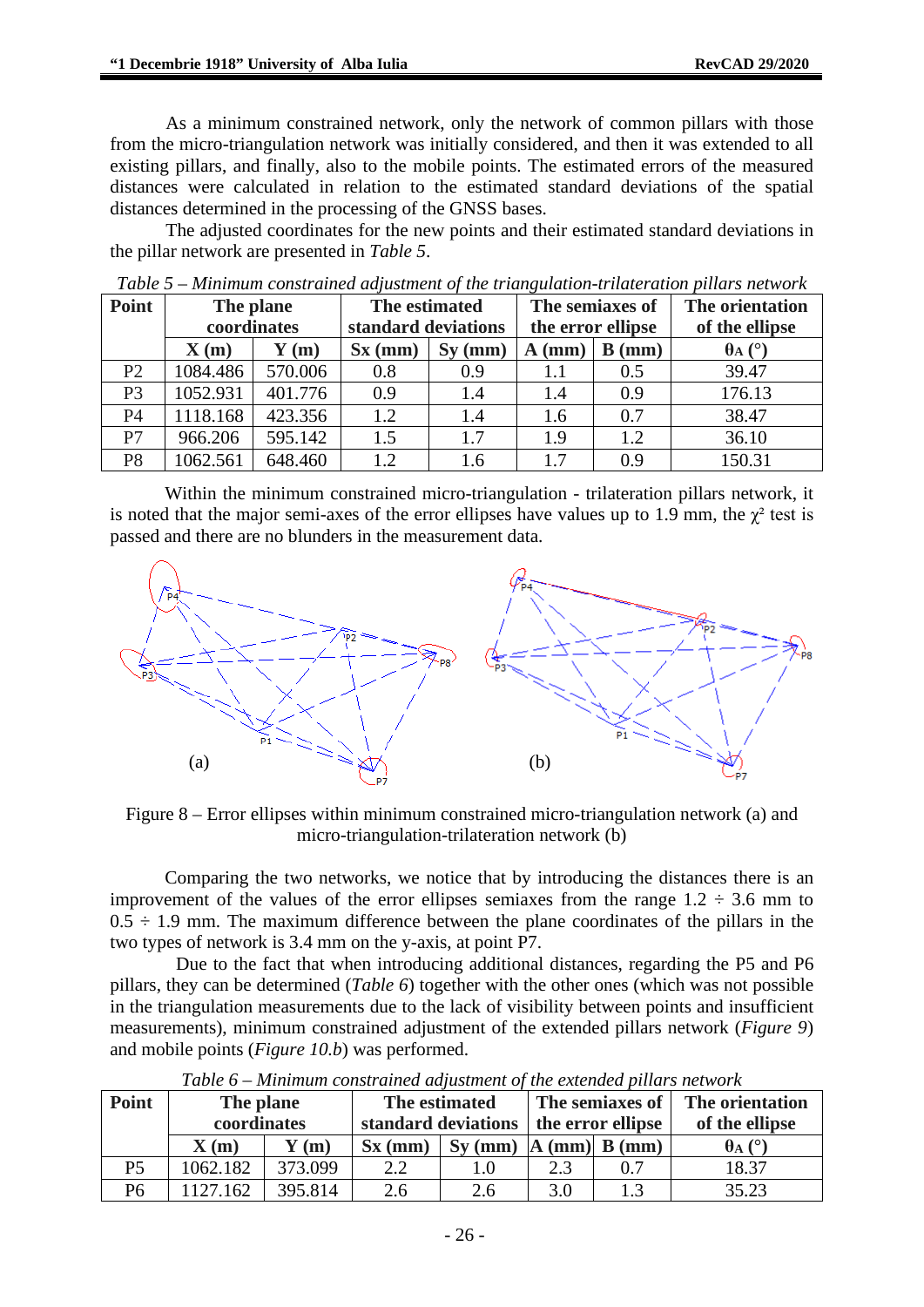As a minimum constrained network, only the network of common pillars with those from the micro-triangulation network was initially considered, and then it was extended to all existing pillars, and finally, also to the mobile points. The estimated errors of the measured distances were calculated in relation to the estimated standard deviations of the spatial distances determined in the processing of the GNSS bases.

The adjusted coordinates for the new points and their estimated standard deviations in the pillar network are presented in *Table 5*.

*Table 5 – Minimum constrained adjustment of the triangulation-trilateration pillars network*

| Point | The plane coordinates | | The estimated standard deviations | | The semiaxes of the error ellipse | | The orientation of the ellipse |
|---|---|---|---|---|---|---|---|
| | X (m) | Y (m) | Sx (mm) | Sy (mm) | A (mm) | B (mm) | $\theta_A$ (°) |
| P2 | 1084.486 | 570.006 | 0.8 | 0.9 | 1.1 | 0.5 | 39.47 |
| P3 | 1052.931 | 401.776 | 0.9 | 1.4 | 1.4 | 0.9 | 176.13 |
| P4 | 1118.168 | 423.356 | 1.2 | 1.4 | 1.6 | 0.7 | 38.47 |
| P7 | 966.206 | 595.142 | 1.5 | 1.7 | 1.9 | 1.2 | 36.10 |
| P8 | 1062.561 | 648.460 | 1.2 | 1.6 | 1.7 | 0.9 | 150.31 |

Within the minimum constrained micro-triangulation - trilateration pillars network, it is noted that the major semi-axes of the error ellipses have values up to 1.9 mm, the $\chi^2$ test is passed and there are no blunders in the measurement data.

Figure 8 – Error ellipses within minimum constrained micro-triangulation network (a) and micro-triangulation-trilateration network (b)

Comparing the two networks, we notice that by introducing the distances there is an improvement of the values of the error ellipses semiaxes from the range 1.2 ÷ 3.6 mm to 0.5 ÷ 1.9 mm. The maximum difference between the plane coordinates of the pillars in the two types of network is 3.4 mm on the y-axis, at point P7.

Due to the fact that when introducing additional distances, regarding the P5 and P6 pillars, they can be determined (*Table 6*) together with the other ones (which was not possible in the triangulation measurements due to the lack of visibility between points and insufficient measurements), minimum constrained adjustment of the extended pillars network (*Figure 9*) and mobile points (*Figure 10.b*) was performed.

*Table 6 – Minimum constrained adjustment of the extended pillars network*

| Point | The plane coordinates | | The estimated standard deviations | | The semiaxes of the error ellipse | | The orientation of the ellipse |
|---|---|---|---|---|---|---|---|
| | X (m) | Y (m) | Sx (mm) | Sy (mm) | A (mm) | B (mm) | $\theta_A$ (°) |
| P5 | 1062.182 | 373.099 | 2.2 | 1.0 | 2.3 | 0.7 | 18.37 |
| P6 | 1127.162 | 395.814 | 2.6 | 2.6 | 3.0 | 1.3 | 35.23 |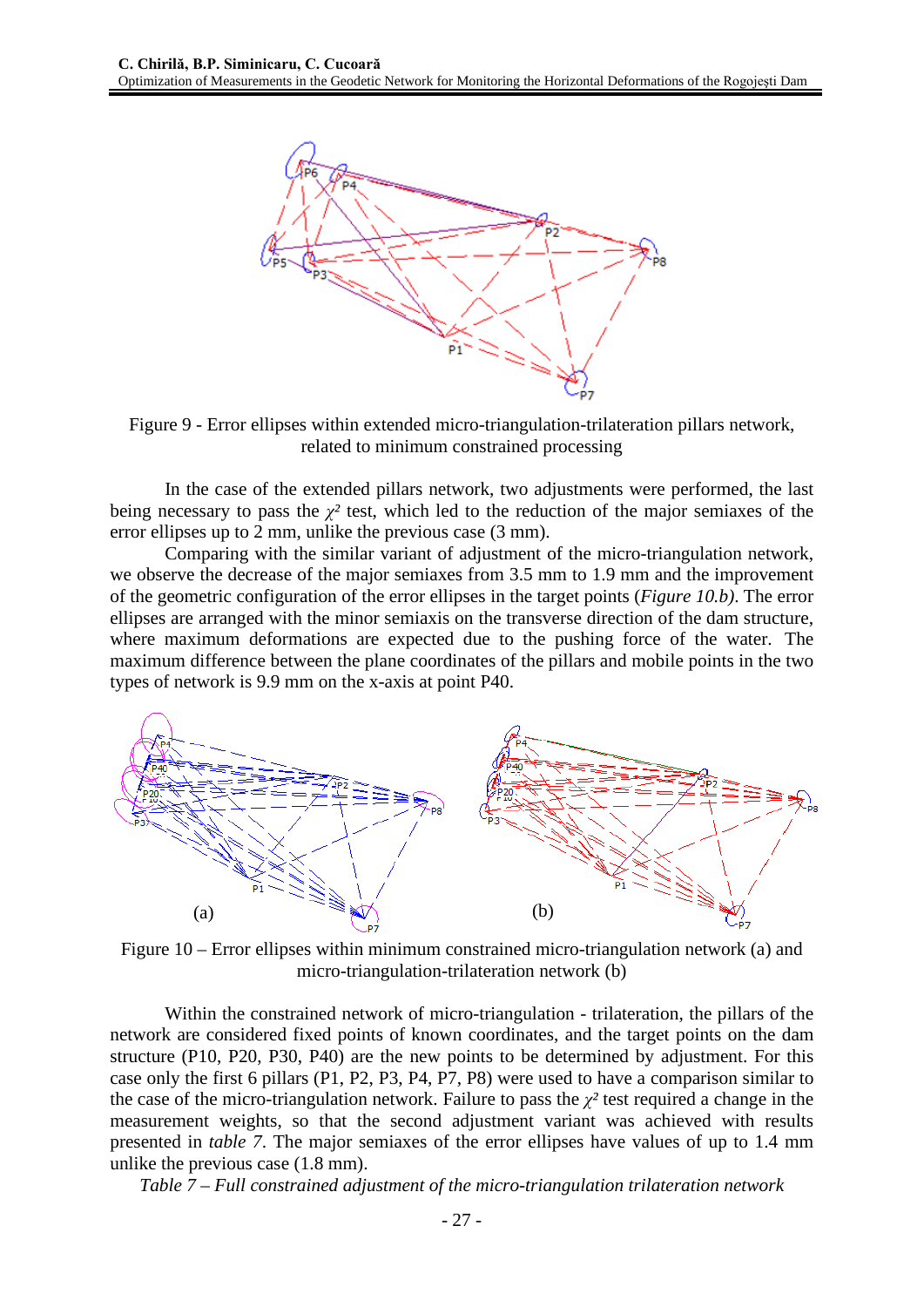Figure 9 - Error ellipses within extended micro-triangulation-trilateration pillars network, related to minimum constrained processing

In the case of the extended pillars network, two adjustments were performed, the last being necessary to pass the $\chi^2$ test, which led to the reduction of the major semiaxes of the error ellipses up to 2 mm, unlike the previous case (3 mm).

Comparing with the similar variant of adjustment of the micro-triangulation network, we observe the decrease of the major semiaxes from 3.5 mm to 1.9 mm and the improvement of the geometric configuration of the error ellipses in the target points (*Figure 10.b)*. The error ellipses are arranged with the minor semiaxis on the transverse direction of the dam structure, where maximum deformations are expected due to the pushing force of the water. The maximum difference between the plane coordinates of the pillars and mobile points in the two types of network is 9.9 mm on the x-axis at point P40.

Figure 10 – Error ellipses within minimum constrained micro-triangulation network (a) and micro-triangulation-trilateration network (b)

Within the constrained network of micro-triangulation - trilateration, the pillars of the network are considered fixed points of known coordinates, and the target points on the dam structure (P10, P20, P30, P40) are the new points to be determined by adjustment. For this case only the first 6 pillars (P1, P2, P3, P4, P7, P8) were used to have a comparison similar to the case of the micro-triangulation network. Failure to pass the $\chi^2$ test required a change in the measurement weights, so that the second adjustment variant was achieved with results presented in *table 7*. The major semiaxes of the error ellipses have values of up to 1.4 mm unlike the previous case (1.8 mm).

*Table 7 – Full constrained adjustment of the micro-triangulation trilateration network*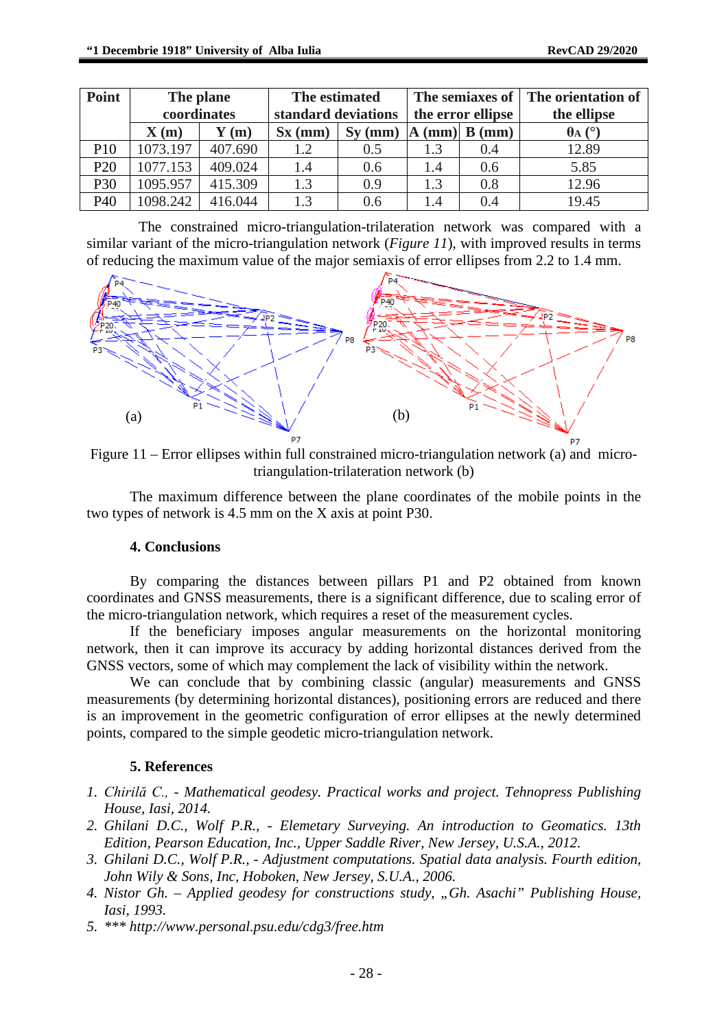| Point | The plane coordinates | | The estimated standard deviations | | The semiaxes of the error ellipse | | The orientation of the ellipse |
|---|---|---|---|---|---|---|---|
| | X (m) | Y (m) | Sx (mm) | Sy (mm) | A (mm) | B (mm) | $\theta_A$ (°) |
| P10 | 1073.197 | 407.690 | 1.2 | 0.5 | 1.3 | 0.4 | 12.89 |
| P20 | 1077.153 | 409.024 | 1.4 | 0.6 | 1.4 | 0.6 | 5.85 |
| P30 | 1095.957 | 415.309 | 1.3 | 0.9 | 1.3 | 0.8 | 12.96 |
| P40 | 1098.242 | 416.044 | 1.3 | 0.6 | 1.4 | 0.4 | 19.45 |

The constrained micro-triangulation-trilateration network was compared with a similar variant of the micro-triangulation network (*Figure 11*), with improved results in terms of reducing the maximum value of the major semiaxis of error ellipses from 2.2 to 1.4 mm.

P4
P40
P20
P10
P2
P8
P3
P1
P7
(a)
(b)

Figure 11 – Error ellipses within full constrained micro-triangulation network (a) and micro-triangulation-trilateration network (b)

The maximum difference between the plane coordinates of the mobile points in the two types of network is 4.5 mm on the X axis at point P30.

## 4. Conclusions

By comparing the distances between pillars P1 and P2 obtained from known coordinates and GNSS measurements, there is a significant difference, due to scaling error of the micro-triangulation network, which requires a reset of the measurement cycles.

If the beneficiary imposes angular measurements on the horizontal monitoring network, then it can improve its accuracy by adding horizontal distances derived from the GNSS vectors, some of which may complement the lack of visibility within the network.

We can conclude that by combining classic (angular) measurements and GNSS measurements (by determining horizontal distances), positioning errors are reduced and there is an improvement in the geometric configuration of error ellipses at the newly determined points, compared to the simple geodetic micro-triangulation network.

## 5. References

1. *Chirilă C., - Mathematical geodesy. Practical works and project. Tehnopress Publishing House, Iasi, 2014.*
2. *Ghilani D.C., Wolf P.R., - Elemetary Surveying. An introduction to Geomatics. 13th Edition, Pearson Education, Inc., Upper Saddle River, New Jersey, U.S.A., 2012.*
3. *Ghilani D.C., Wolf P.R., - Adjustment computations. Spatial data analysis. Fourth edition, John Wily & Sons, Inc, Hoboken, New Jersey, S.U.A., 2006.*
4. *Nistor Gh. – Applied geodesy for constructions study, „Gh. Asachi" Publishing House, Iasi, 1993.*
5. *\*\*\* http://www.personal.psu.edu/cdg3/free.htm*